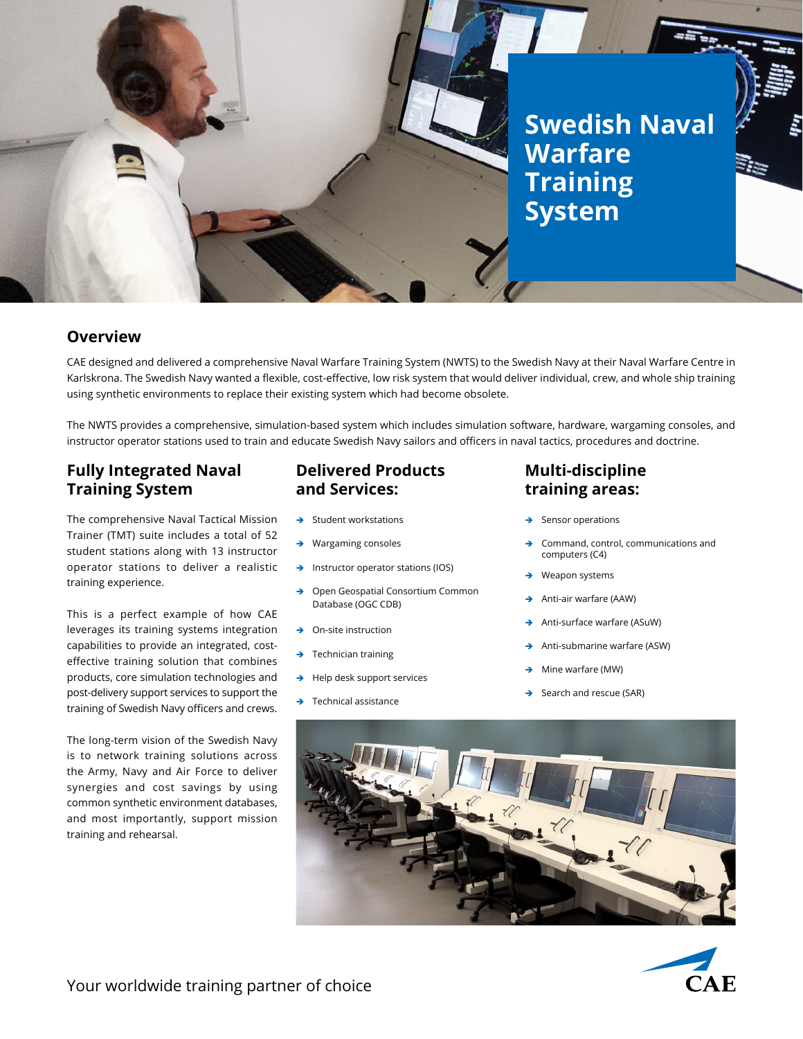# Swedish Naval Warfare Training System

## Overview

CAE designed and delivered a comprehensive Naval Warfare Training System (NWTS) to the Swedish Navy at their Naval Warfare Centre in Karlskrona. The Swedish Navy wanted a flexible, cost-effective, low risk system that would deliver individual, crew, and whole ship training using synthetic environments to replace their existing system which had become obsolete.

The NWTS provides a comprehensive, simulation-based system which includes simulation software, hardware, wargaming consoles, and instructor operator stations used to train and educate Swedish Navy sailors and officers in naval tactics, procedures and doctrine.

## Fully Integrated Naval Training System

The comprehensive Naval Tactical Mission Trainer (TMT) suite includes a total of 52 student stations along with 13 instructor operator stations to deliver a realistic training experience.

This is a perfect example of how CAE leverages its training systems integration capabilities to provide an integrated, cost-effective training solution that combines products, core simulation technologies and post-delivery support services to support the training of Swedish Navy officers and crews.

The long-term vision of the Swedish Navy is to network training solutions across the Army, Navy and Air Force to deliver synergies and cost savings by using common synthetic environment databases, and most importantly, support mission training and rehearsal.

## Delivered Products and Services:

- Student workstations
- Wargaming consoles
- Instructor operator stations (IOS)
- Open Geospatial Consortium Common Database (OGC CDB)
- On-site instruction
- Technician training
- Help desk support services
- Technical assistance

## Multi-discipline training areas:

- Sensor operations
- Command, control, communications and computers (C4)
- Weapon systems
- Anti-air warfare (AAW)
- Anti-surface warfare (ASuW)
- Anti-submarine warfare (ASW)
- Mine warfare (MW)
- Search and rescue (SAR)

Your worldwide training partner of choice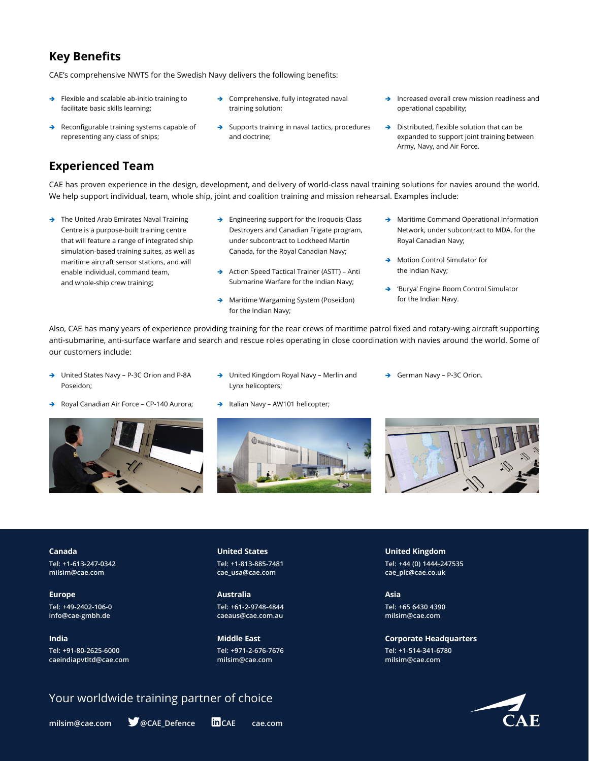## Key Benefits

CAE's comprehensive NWTS for the Swedish Navy delivers the following benefits:

- Flexible and scalable ab-initio training to facilitate basic skills learning;
- Reconfigurable training systems capable of representing any class of ships;
- Comprehensive, fully integrated naval training solution;
- Supports training in naval tactics, procedures and doctrine;
- Increased overall crew mission readiness and operational capability;
- Distributed, flexible solution that can be expanded to support joint training between Army, Navy, and Air Force.

## Experienced Team

CAE has proven experience in the design, development, and delivery of world-class naval training solutions for navies around the world. We help support individual, team, whole ship, joint and coalition training and mission rehearsal. Examples include:

- The United Arab Emirates Naval Training Centre is a purpose-built training centre that will feature a range of integrated ship simulation-based training suites, as well as maritime aircraft sensor stations, and will enable individual, command team, and whole-ship crew training;
- Engineering support for the Iroquois-Class Destroyers and Canadian Frigate program, under subcontract to Lockheed Martin Canada, for the Royal Canadian Navy;
- Action Speed Tactical Trainer (ASTT) – Anti Submarine Warfare for the Indian Navy;
- Maritime Wargaming System (Poseidon) for the Indian Navy;
- Maritime Command Operational Information Network, under subcontract to MDA, for the Royal Canadian Navy;
- Motion Control Simulator for the Indian Navy;
- 'Burya' Engine Room Control Simulator for the Indian Navy.

Also, CAE has many years of experience providing training for the rear crews of maritime patrol fixed and rotary-wing aircraft supporting anti-submarine, anti-surface warfare and search and rescue roles operating in close coordination with navies around the world. Some of our customers include:

- United States Navy – P-3C Orion and P-8A Poseidon;
- Royal Canadian Air Force – CP-140 Aurora;
- United Kingdom Royal Navy – Merlin and Lynx helicopters;
- Italian Navy – AW101 helicopter;
- German Navy – P-3C Orion.

**Canada**
Tel: +1-613-247-0342
milsim@cae.com

**United States**
Tel: +1-813-885-7481
cae_usa@cae.com

**United Kingdom**
Tel: +44 (0) 1444-247535
cae_plc@cae.co.uk

**Europe**
Tel: +49-2402-106-0
info@cae-gmbh.de

**Australia**
Tel: +61-2-9748-4844
caeaus@cae.com.au

**Asia**
Tel: +65 6430 4390
milsim@cae.com

**India**
Tel: +91-80-2625-6000
caeindiapvtltd@cae.com

**Middle East**
Tel: +971-2-676-7676
milsim@cae.com

**Corporate Headquarters**
Tel: +1-514-341-6780
milsim@cae.com

Your worldwide training partner of choice

milsim@cae.com @CAE_Defence CAE cae.com

CAE